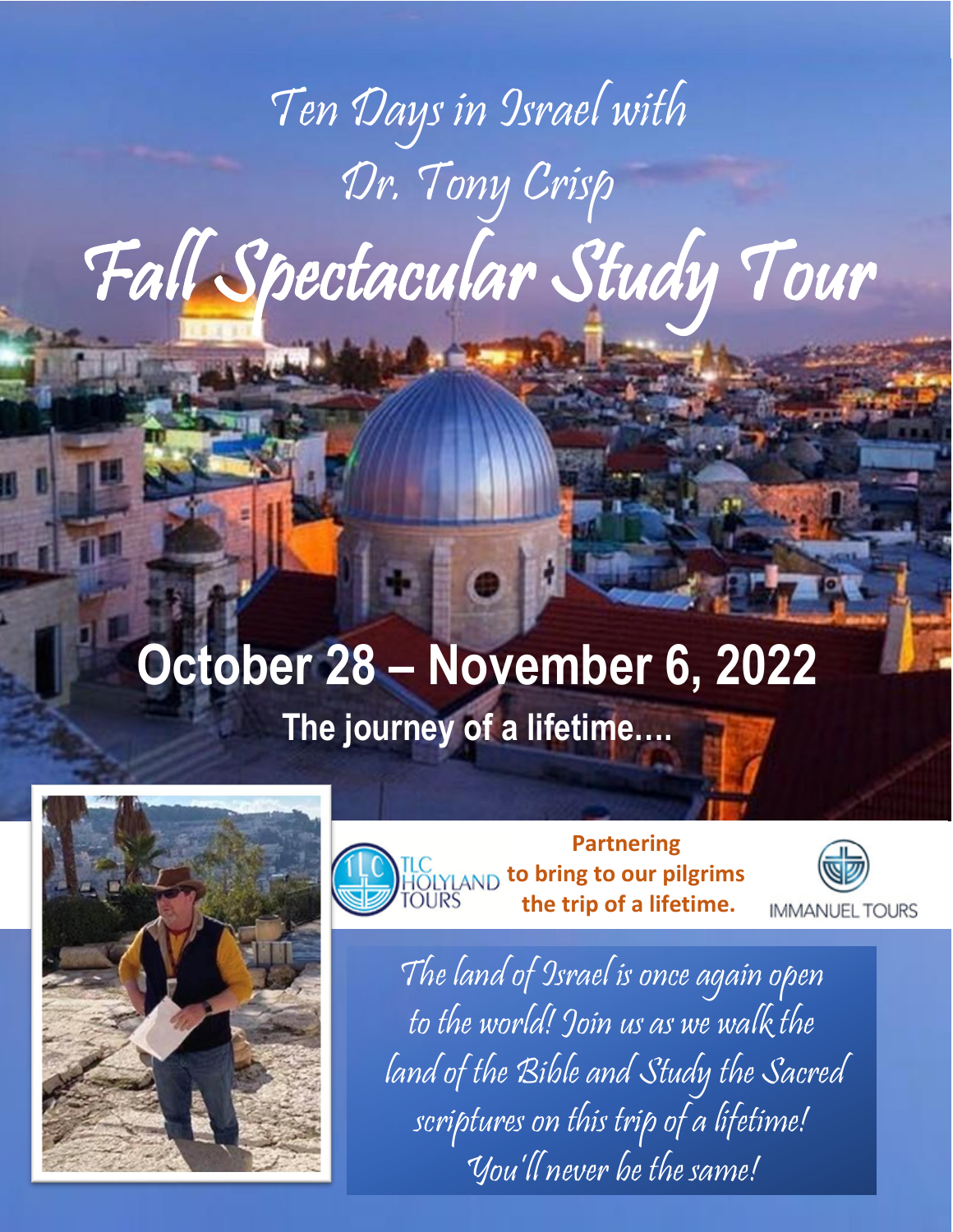# Ten Days in Israel with Dr. Tony Crisp

# Fall Spectacular Study Tour

## October 28 – November 6, 2022

**The journey of a lifetime….**

TLC HOLYLAND TOURS

**Partnering to bring to our pilgrims the trip of a lifetime.**

IMMANUEL TOURS

*The land of Israel is once again open to the world! Join us as we walk the land of the Bible and Study the Sacred scriptures on this trip of a lifetime! You'll never be the same!*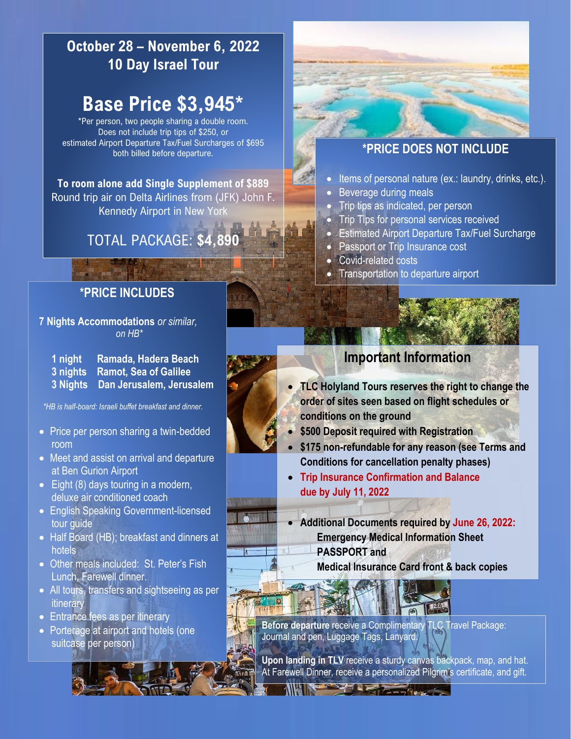## October 28 – November 6, 2022
## 10 Day Israel Tour

# Base Price $3,945*

*Per person, two people sharing a double room. Does not include trip tips of $250, or estimated Airport Departure Tax/Fuel Surcharges of $695 both billed before departure.

**To room alone add Single Supplement of $889**
Round trip air on Delta Airlines from (JFK) John F. Kennedy Airport in New York

TOTAL PACKAGE: **$4,890**

## *PRICE DOES NOT INCLUDE

- Items of personal nature (ex.: laundry, drinks, etc.).
- Beverage during meals
- Trip tips as indicated, per person
- Trip Tips for personal services received
- Estimated Airport Departure Tax/Fuel Surcharge
- Passport or Trip Insurance cost
- Covid-related costs
- Transportation to departure airport

## *PRICE INCLUDES

**7 Nights Accommodations** *or similar, on HB**

| | |
|---|---|
| **1 night** | **Ramada, Hadera Beach** |
| **3 nights** | **Ramot, Sea of Galilee** |
| **3 Nights** | **Dan Jerusalem, Jerusalem** |

*\*HB is half-board: Israeli buffet breakfast and dinner.*

- Price per person sharing a twin-bedded room
- Meet and assist on arrival and departure at Ben Gurion Airport
- Eight (8) days touring in a modern, deluxe air conditioned coach
- English Speaking Government-licensed tour guide
- Half Board (HB); breakfast and dinners at hotels
- Other meals included: St. Peter's Fish Lunch, Farewell dinner.
- All tours, transfers and sightseeing as per itinerary
- Entrance fees as per itinerary
- Porterage at airport and hotels (one suitcase per person)

## Important Information

- **TLC Holyland Tours reserves the right to change the order of sites seen based on flight schedules or conditions on the ground**
- **$500 Deposit required with Registration**
- **$175 non-refundable for any reason (see Terms and Conditions for cancellation penalty phases)**
- **Trip Insurance Confirmation and Balance due by July 11, 2022**
- **Additional Documents required by June 26, 2022:**
  **Emergency Medical Information Sheet**
  **PASSPORT and**
  **Medical Insurance Card front & back copies**

**Before departure** receive a Complimentary TLC Travel Package: Journal and pen, Luggage Tags, Lanyard.

**Upon landing in TLV** receive a sturdy canvas backpack, map, and hat. At Farewell Dinner, receive a personalized Pilgrim's certificate, and gift.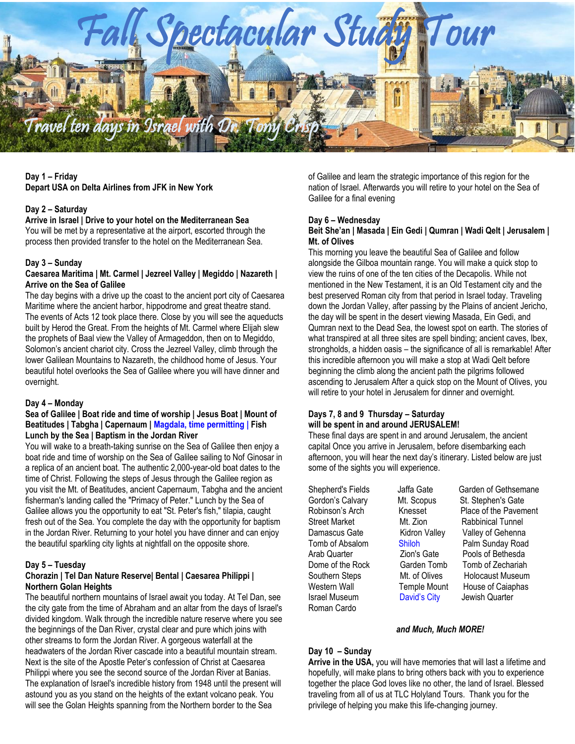# Fall Spectacular Study Tour

## Travel ten days in Israel with Dr. Tony Crisp

**Day 1 – Friday**
**Depart USA on Delta Airlines from JFK in New York**

**Day 2 – Saturday**
**Arrive in Israel | Drive to your hotel on the Mediterranean Sea**
You will be met by a representative at the airport, escorted through the process then provided transfer to the hotel on the Mediterranean Sea.

**Day 3 – Sunday**
**Caesarea Maritima | Mt. Carmel | Jezreel Valley | Megiddo | Nazareth | Arrive on the Sea of Galilee**
The day begins with a drive up the coast to the ancient port city of Caesarea Maritime where the ancient harbor, hippodrome and great theatre stand. The events of Acts 12 took place there. Close by you will see the aqueducts built by Herod the Great. From the heights of Mt. Carmel where Elijah slew the prophets of Baal view the Valley of Armageddon, then on to Megiddo, Solomon's ancient chariot city. Cross the Jezreel Valley, climb through the lower Galilean Mountains to Nazareth, the childhood home of Jesus. Your beautiful hotel overlooks the Sea of Galilee where you will have dinner and overnight.

**Day 4 – Monday**
**Sea of Galilee | Boat ride and time of worship | Jesus Boat | Mount of Beatitudes | Tabgha | Capernaum | Magdala, time permitting | Fish Lunch by the Sea | Baptism in the Jordan River**
You will wake to a breath-taking sunrise on the Sea of Galilee then enjoy a boat ride and time of worship on the Sea of Galilee sailing to Nof Ginosar in a replica of an ancient boat. The authentic 2,000-year-old boat dates to the time of Christ. Following the steps of Jesus through the Galilee region as you visit the Mt. of Beatitudes, ancient Capernaum, Tabgha and the ancient fisherman's landing called the "Primacy of Peter." Lunch by the Sea of Galilee allows you the opportunity to eat "St. Peter's fish," tilapia, caught fresh out of the Sea. You complete the day with the opportunity for baptism in the Jordan River. Returning to your hotel you have dinner and can enjoy the beautiful sparkling city lights at nightfall on the opposite shore.

**Day 5 – Tuesday**
**Chorazin | Tel Dan Nature Reserve| Bental | Caesarea Philippi | Northern Golan Heights**
The beautiful northern mountains of Israel await you today. At Tel Dan, see the city gate from the time of Abraham and an altar from the days of Israel's divided kingdom. Walk through the incredible nature reserve where you see the beginnings of the Dan River, crystal clear and pure which joins with other streams to form the Jordan River. A gorgeous waterfall at the headwaters of the Jordan River cascade into a beautiful mountain stream. Next is the site of the Apostle Peter's confession of Christ at Caesarea Philippi where you see the second source of the Jordan River at Banias. The explanation of Israel's incredible history from 1948 until the present will astound you as you stand on the heights of the extant volcano peak. You will see the Golan Heights spanning from the Northern border to the Sea of Galilee and learn the strategic importance of this region for the nation of Israel. Afterwards you will retire to your hotel on the Sea of Galilee for a final evening

**Day 6 – Wednesday**
**Beit She'an | Masada | Ein Gedi | Qumran | Wadi Qelt | Jerusalem | Mt. of Olives**
This morning you leave the beautiful Sea of Galilee and follow alongside the Gilboa mountain range. You will make a quick stop to view the ruins of one of the ten cities of the Decapolis. While not mentioned in the New Testament, it is an Old Testament city and the best preserved Roman city from that period in Israel today. Traveling down the Jordan Valley, after passing by the Plains of ancient Jericho, the day will be spent in the desert viewing Masada, Ein Gedi, and Qumran next to the Dead Sea, the lowest spot on earth. The stories of what transpired at all three sites are spell binding; ancient caves, Ibex, strongholds, a hidden oasis – the significance of all is remarkable! After this incredible afternoon you will make a stop at Wadi Qelt before beginning the climb along the ancient path the pilgrims followed ascending to Jerusalem After a quick stop on the Mount of Olives, you will retire to your hotel in Jerusalem for dinner and overnight.

**Days 7, 8 and 9 Thursday – Saturday**
**will be spent in and around JERUSALEM!**
These final days are spent in and around Jerusalem, the ancient capital Once you arrive in Jerusalem, before disembarking each afternoon, you will hear the next day's itinerary. Listed below are just some of the sights you will experience.

| | | |
|---|---|---|
| Shepherd's Fields | Jaffa Gate | Garden of Gethsemane |
| Gordon's Calvary | Mt. Scopus | St. Stephen's Gate |
| Robinson's Arch | Knesset | Place of the Pavement |
| Street Market | Mt. Zion | Rabbinical Tunnel |
| Damascus Gate | Kidron Valley | Valley of Gehenna |
| Tomb of Absalom | Shiloh | Palm Sunday Road |
| Arab Quarter | Zion's Gate | Pools of Bethesda |
| Dome of the Rock | Garden Tomb | Tomb of Zechariah |
| Southern Steps | Mt. of Olives | Holocaust Museum |
| Western Wall | Temple Mount | House of Caiaphas |
| Israel Museum | David's City | Jewish Quarter |
| Roman Cardo | | |

***and Much, Much MORE!***

**Day 10 – Sunday**
**Arrive in the USA,** you will have memories that will last a lifetime and hopefully, will make plans to bring others back with you to experience together the place God loves like no other, the land of Israel. Blessed traveling from all of us at TLC Holyland Tours. Thank you for the privilege of helping you make this life-changing journey.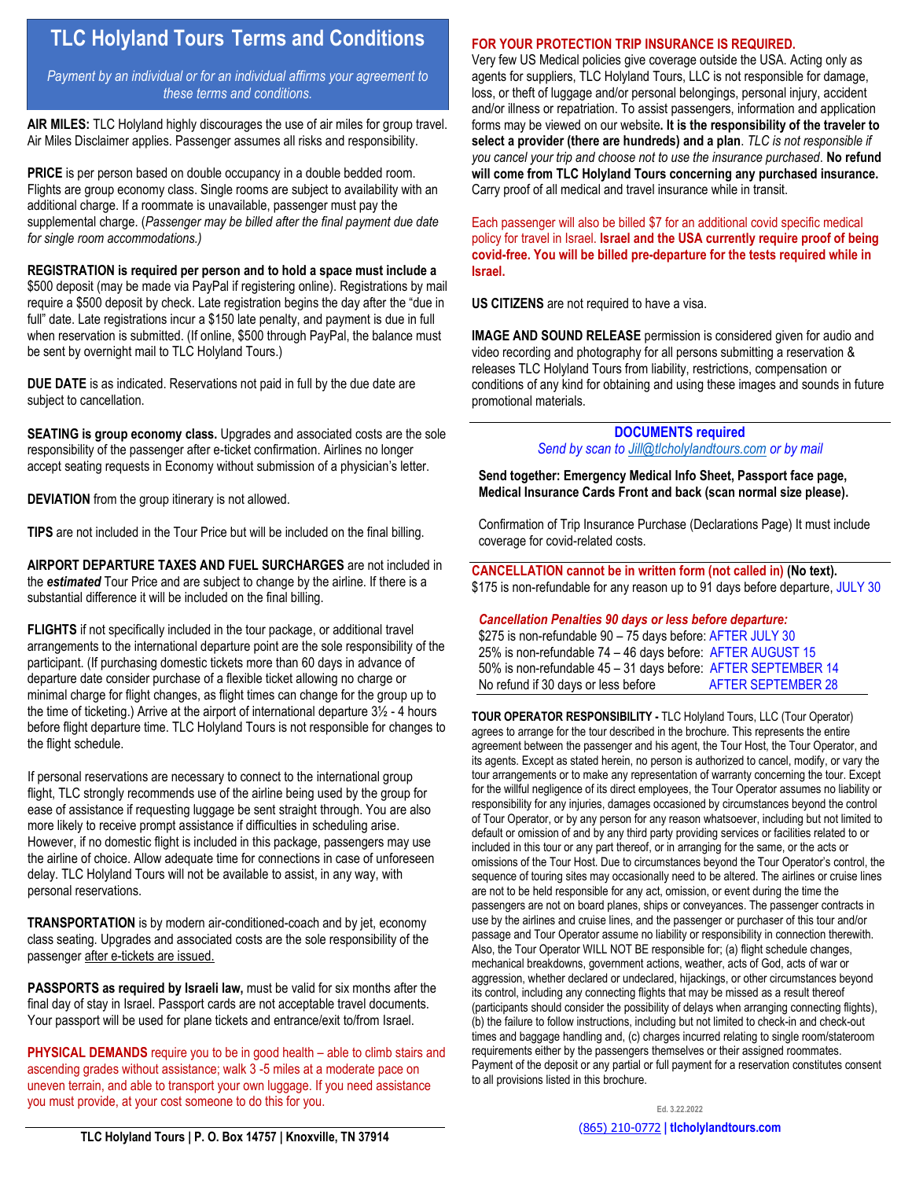# TLC Holyland Tours Terms and Conditions

*Payment by an individual or for an individual affirms your agreement to these terms and conditions.*

**AIR MILES:** TLC Holyland highly discourages the use of air miles for group travel. Air Miles Disclaimer applies. Passenger assumes all risks and responsibility.

**PRICE** is per person based on double occupancy in a double bedded room. Flights are group economy class. Single rooms are subject to availability with an additional charge. If a roommate is unavailable, passenger must pay the supplemental charge. (*Passenger may be billed after the final payment due date for single room accommodations.)*

**REGISTRATION is required per person and to hold a space must include a** $500 deposit (may be made via PayPal if registering online). Registrations by mail require a $500 deposit by check. Late registration begins the day after the "due in full" date. Late registrations incur a $150 late penalty, and payment is due in full when reservation is submitted. (If online, $500 through PayPal, the balance must be sent by overnight mail to TLC Holyland Tours.)

**DUE DATE** is as indicated. Reservations not paid in full by the due date are subject to cancellation.

**SEATING is group economy class.** Upgrades and associated costs are the sole responsibility of the passenger after e-ticket confirmation. Airlines no longer accept seating requests in Economy without submission of a physician's letter.

**DEVIATION** from the group itinerary is not allowed.

**TIPS** are not included in the Tour Price but will be included on the final billing.

**AIRPORT DEPARTURE TAXES AND FUEL SURCHARGES** are not included in the ***estimated*** Tour Price and are subject to change by the airline. If there is a substantial difference it will be included on the final billing.

**FLIGHTS** if not specifically included in the tour package, or additional travel arrangements to the international departure point are the sole responsibility of the participant. (If purchasing domestic tickets more than 60 days in advance of departure date consider purchase of a flexible ticket allowing no charge or minimal charge for flight changes, as flight times can change for the group up to the time of ticketing.) Arrive at the airport of international departure 3½ - 4 hours before flight departure time. TLC Holyland Tours is not responsible for changes to the flight schedule.

If personal reservations are necessary to connect to the international group flight, TLC strongly recommends use of the airline being used by the group for ease of assistance if requesting luggage be sent straight through. You are also more likely to receive prompt assistance if difficulties in scheduling arise. However, if no domestic flight is included in this package, passengers may use the airline of choice. Allow adequate time for connections in case of unforeseen delay. TLC Holyland Tours will not be available to assist, in any way, with personal reservations.

**TRANSPORTATION** is by modern air-conditioned-coach and by jet, economy class seating. Upgrades and associated costs are the sole responsibility of the passenger after e-tickets are issued.

**PASSPORTS as required by Israeli law,** must be valid for six months after the final day of stay in Israel. Passport cards are not acceptable travel documents. Your passport will be used for plane tickets and entrance/exit to/from Israel.

**PHYSICAL DEMANDS** require you to be in good health – able to climb stairs and ascending grades without assistance; walk 3 -5 miles at a moderate pace on uneven terrain, and able to transport your own luggage. If you need assistance you must provide, at your cost someone to do this for you.

**FOR YOUR PROTECTION TRIP INSURANCE IS REQUIRED.**
Very few US Medical policies give coverage outside the USA. Acting only as agents for suppliers, TLC Holyland Tours, LLC is not responsible for damage, loss, or theft of luggage and/or personal belongings, personal injury, accident and/or illness or repatriation. To assist passengers, information and application forms may be viewed on our website**. It is the responsibility of the traveler to select a provider (there are hundreds) and a plan**. *TLC is not responsible if you cancel your trip and choose not to use the insurance purchased*. **No refund will come from TLC Holyland Tours concerning any purchased insurance.** Carry proof of all medical and travel insurance while in transit.

Each passenger will also be billed $7 for an additional covid specific medical policy for travel in Israel. **Israel and the USA currently require proof of being covid-free. You will be billed pre-departure for the tests required while in Israel.**

**US CITIZENS** are not required to have a visa.

**IMAGE AND SOUND RELEASE** permission is considered given for audio and video recording and photography for all persons submitting a reservation & releases TLC Holyland Tours from liability, restrictions, compensation or conditions of any kind for obtaining and using these images and sounds in future promotional materials.

**DOCUMENTS required**
*Send by scan to Jill@tlcholylandtours.com or by mail*

**Send together: Emergency Medical Info Sheet, Passport face page, Medical Insurance Cards Front and back (scan normal size please).**

Confirmation of Trip Insurance Purchase (Declarations Page) It must include coverage for covid-related costs.

**CANCELLATION cannot be in written form (not called in) (No text).**
$175 is non-refundable for any reason up to 91 days before departure, JULY 30

***Cancellation Penalties 90 days or less before departure:***

| | |
|---|---|
| $275 is non-refundable 90 – 75 days before: | AFTER JULY 30 |
| 25% is non-refundable 74 – 46 days before: | AFTER AUGUST 15 |
| 50% is non-refundable 45 – 31 days before: | AFTER SEPTEMBER 14 |
| No refund if 30 days or less before | AFTER SEPTEMBER 28 |

**TOUR OPERATOR RESPONSIBILITY -** TLC Holyland Tours, LLC (Tour Operator) agrees to arrange for the tour described in the brochure. This represents the entire agreement between the passenger and his agent, the Tour Host, the Tour Operator, and its agents. Except as stated herein, no person is authorized to cancel, modify, or vary the tour arrangements or to make any representation of warranty concerning the tour. Except for the willful negligence of its direct employees, the Tour Operator assumes no liability or responsibility for any injuries, damages occasioned by circumstances beyond the control of Tour Operator, or by any person for any reason whatsoever, including but not limited to default or omission of and by any third party providing services or facilities related to or included in this tour or any part thereof, or in arranging for the same, or the acts or omissions of the Tour Host. Due to circumstances beyond the Tour Operator's control, the sequence of touring sites may occasionally need to be altered. The airlines or cruise lines are not to be held responsible for any act, omission, or event during the time the passengers are not on board planes, ships or conveyances. The passenger contracts in use by the airlines and cruise lines, and the passenger or purchaser of this tour and/or passage and Tour Operator assume no liability or responsibility in connection therewith. Also, the Tour Operator WILL NOT BE responsible for; (a) flight schedule changes, mechanical breakdowns, government actions, weather, acts of God, acts of war or aggression, whether declared or undeclared, hijackings, or other circumstances beyond its control, including any connecting flights that may be missed as a result thereof (participants should consider the possibility of delays when arranging connecting flights), (b) the failure to follow instructions, including but not limited to check-in and check-out times and baggage handling and, (c) charges incurred relating to single room/stateroom requirements either by the passengers themselves or their assigned roommates. Payment of the deposit or any partial or full payment for a reservation constitutes consent to all provisions listed in this brochure.

Ed. 3.22.2022

**TLC Holyland Tours | P. O. Box 14757 | Knoxville, TN 37914**

(865) 210-0772 **| tlcholylandtours.com**